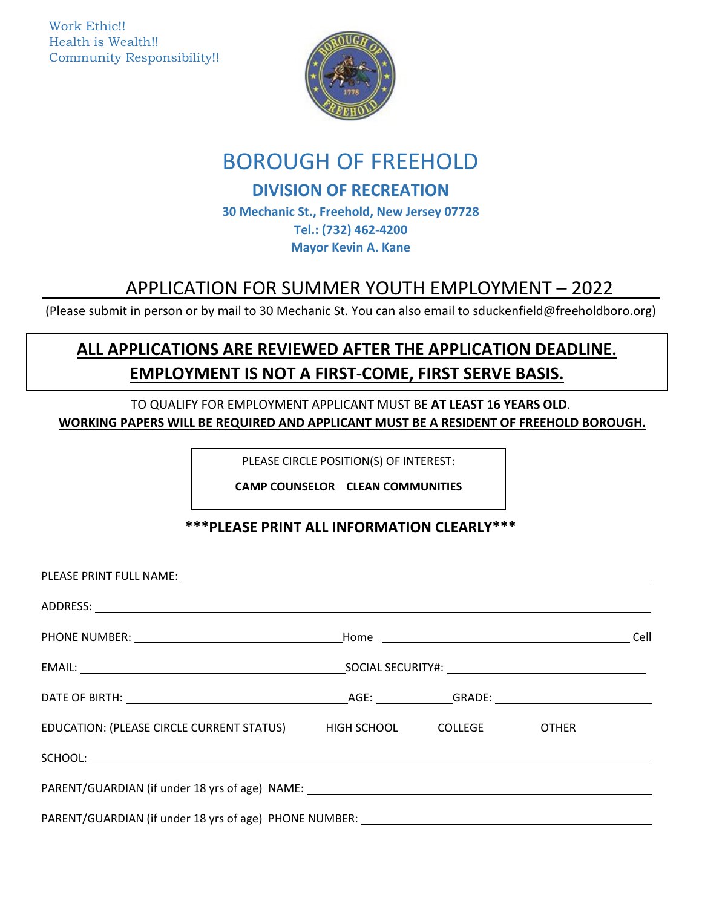Work Ethic!!
Health is Wealth!!
Community Responsibility!!

# BOROUGH OF FREEHOLD

## DIVISION OF RECREATION

**30 Mechanic St., Freehold, New Jersey 07728**
**Tel.: (732) 462-4200**
**Mayor Kevin A. Kane**

## APPLICATION FOR SUMMER YOUTH EMPLOYMENT – 2022

(Please submit in person or by mail to 30 Mechanic St. You can also email to sduckenfield@freeholdboro.org)

**ALL APPLICATIONS ARE REVIEWED AFTER THE APPLICATION DEADLINE.**
**EMPLOYMENT IS NOT A FIRST-COME, FIRST SERVE BASIS.**

TO QUALIFY FOR EMPLOYMENT APPLICANT MUST BE **AT LEAST 16 YEARS OLD**.
**WORKING PAPERS WILL BE REQUIRED AND APPLICANT MUST BE A RESIDENT OF FREEHOLD BOROUGH.**

PLEASE CIRCLE POSITION(S) OF INTEREST:

**CAMP COUNSELOR    CLEAN COMMUNITIES**

**\*\*\*PLEASE PRINT ALL INFORMATION CLEARLY\*\*\***

PLEASE PRINT FULL NAME: ______________________________

ADDRESS: ______________________________

PHONE NUMBER: ____________________ Home ____________________ Cell

EMAIL: ____________________ SOCIAL SECURITY#: ____________________

DATE OF BIRTH: ____________________ AGE: __________ GRADE: __________

EDUCATION: (PLEASE CIRCLE CURRENT STATUS)    HIGH SCHOOL    COLLEGE    OTHER

SCHOOL: ______________________________

PARENT/GUARDIAN (if under 18 yrs of age) NAME: ______________________________

PARENT/GUARDIAN (if under 18 yrs of age) PHONE NUMBER: ______________________________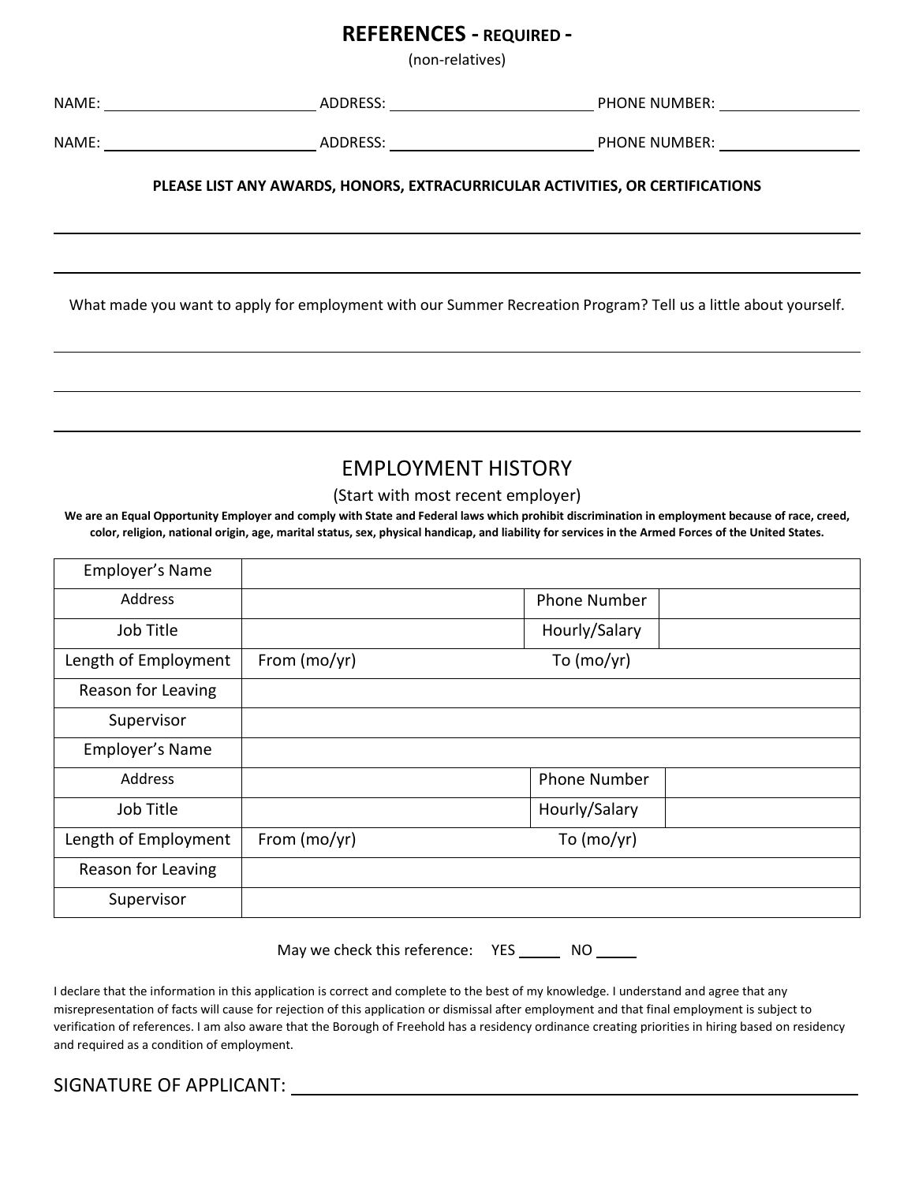## REFERENCES - REQUIRED -

(non-relatives)

NAME: ______________________ ADDRESS: ______________________ PHONE NUMBER: ________________

NAME: ______________________ ADDRESS: ______________________ PHONE NUMBER: ________________

**PLEASE LIST ANY AWARDS, HONORS, EXTRACURRICULAR ACTIVITIES, OR CERTIFICATIONS**

_______________________________________________________________________________

_______________________________________________________________________________

What made you want to apply for employment with our Summer Recreation Program? Tell us a little about yourself.

_______________________________________________________________________________

_______________________________________________________________________________

_______________________________________________________________________________

## EMPLOYMENT HISTORY

(Start with most recent employer)

**We are an Equal Opportunity Employer and comply with State and Federal laws which prohibit discrimination in employment because of race, creed, color, religion, national origin, age, marital status, sex, physical handicap, and liability for services in the Armed Forces of the United States.**

| | | | |
|---|---|---|---|
| Employer's Name | | | |
| Address | | Phone Number | |
| Job Title | | Hourly/Salary | |
| Length of Employment | From (mo/yr) | To (mo/yr) | |
| Reason for Leaving | | | |
| Supervisor | | | |
| Employer's Name | | | |
| Address | | Phone Number | |
| Job Title | | Hourly/Salary | |
| Length of Employment | From (mo/yr) | To (mo/yr) | |
| Reason for Leaving | | | |
| Supervisor | | | |

May we check this reference: YES _____ NO _____

I declare that the information in this application is correct and complete to the best of my knowledge. I understand and agree that any misrepresentation of facts will cause for rejection of this application or dismissal after employment and that final employment is subject to verification of references. I am also aware that the Borough of Freehold has a residency ordinance creating priorities in hiring based on residency and required as a condition of employment.

SIGNATURE OF APPLICANT: ____________________________________________